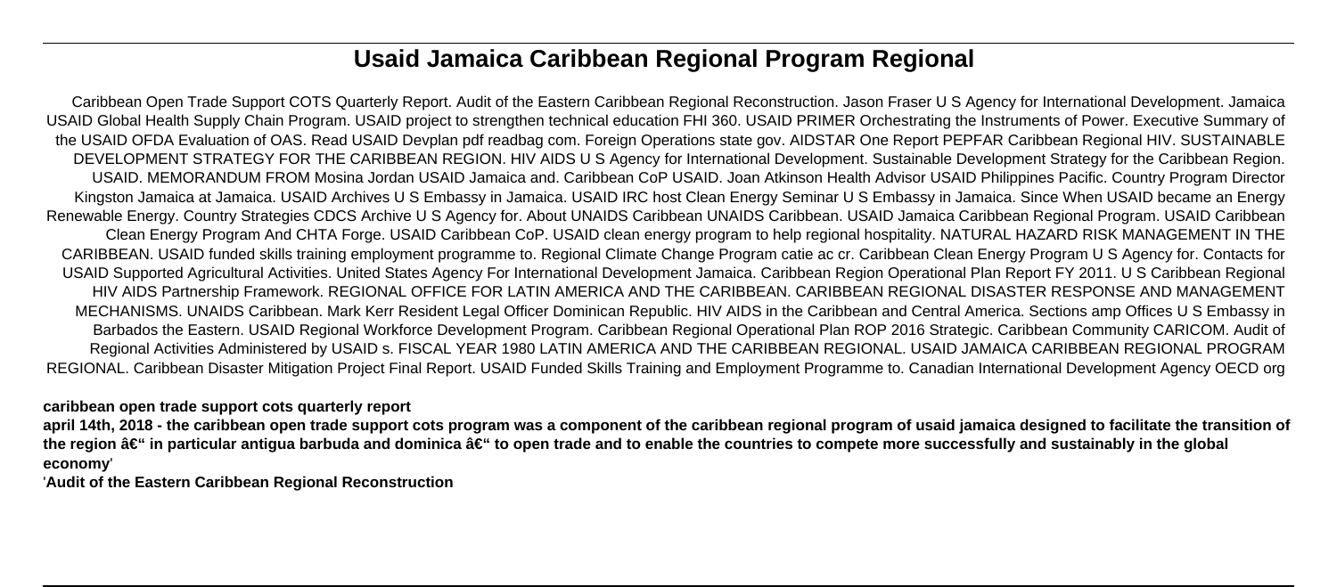# Usaid Jamaica Caribbean Regional Program Regional

Caribbean Open Trade Support COTS Quarterly Report. Audit of the Eastern Caribbean Regional Reconstruction. Jason Fraser U S Agency for International Development. Jamaica USAID Global Health Supply Chain Program. USAID project to strengthen technical education FHI 360. USAID PRIMER Orchestrating the Instruments of Power. Executive Summary of the USAID OFDA Evaluation of OAS. Read USAID Devplan pdf readbag com. Foreign Operations state gov. AIDSTAR One Report PEPFAR Caribbean Regional HIV. SUSTAINABLE DEVELOPMENT STRATEGY FOR THE CARIBBEAN REGION. HIV AIDS U S Agency for International Development. Sustainable Development Strategy for the Caribbean Region. USAID. MEMORANDUM FROM Mosina Jordan USAID Jamaica and. Caribbean CoP USAID. Joan Atkinson Health Advisor USAID Philippines Pacific. Country Program Director Kingston Jamaica at Jamaica. USAID Archives U S Embassy in Jamaica. USAID IRC host Clean Energy Seminar U S Embassy in Jamaica. Since When USAID became an Energy Renewable Energy. Country Strategies CDCS Archive U S Agency for. About UNAIDS Caribbean UNAIDS Caribbean. USAID Jamaica Caribbean Regional Program. USAID Caribbean Clean Energy Program And CHTA Forge. USAID Caribbean CoP. USAID clean energy program to help regional hospitality. NATURAL HAZARD RISK MANAGEMENT IN THE CARIBBEAN. USAID funded skills training employment programme to. Regional Climate Change Program catie ac cr. Caribbean Clean Energy Program U S Agency for. Contacts for USAID Supported Agricultural Activities. United States Agency For International Development Jamaica. Caribbean Region Operational Plan Report FY 2011. U S Caribbean Regional HIV AIDS Partnership Framework. REGIONAL OFFICE FOR LATIN AMERICA AND THE CARIBBEAN. CARIBBEAN REGIONAL DISASTER RESPONSE AND MANAGEMENT MECHANISMS. UNAIDS Caribbean. Mark Kerr Resident Legal Officer Dominican Republic. HIV AIDS in the Caribbean and Central America. Sections amp Offices U S Embassy in Barbados the Eastern. USAID Regional Workforce Development Program. Caribbean Regional Operational Plan ROP 2016 Strategic. Caribbean Community CARICOM. Audit of Regional Activities Administered by USAID s. FISCAL YEAR 1980 LATIN AMERICA AND THE CARIBBEAN REGIONAL. USAID JAMAICA CARIBBEAN REGIONAL PROGRAM REGIONAL. Caribbean Disaster Mitigation Project Final Report. USAID Funded Skills Training and Employment Programme to. Canadian International Development Agency OECD org

**caribbean open trade support cots quarterly report**

**april 14th, 2018 - the caribbean open trade support cots program was a component of the caribbean regional program of usaid jamaica designed to facilitate the transition of the region â€" in particular antigua barbuda and dominica â€" to open trade and to enable the countries to compete more successfully and sustainably in the global economy**'

'**Audit of the Eastern Caribbean Regional Reconstruction**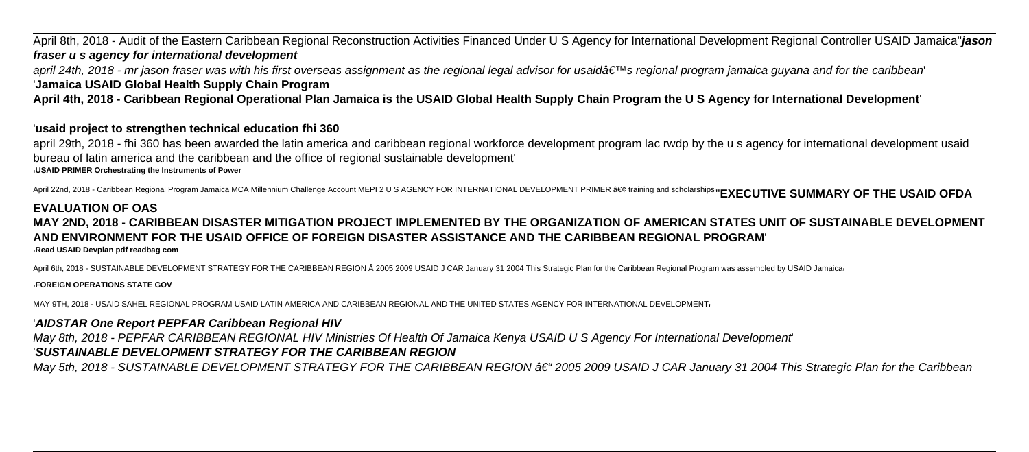April 8th, 2018 - Audit of the Eastern Caribbean Regional Reconstruction Activities Financed Under U S Agency for International Development Regional Controller USAID Jamaica''***jason fraser u s agency for international development***

*april 24th, 2018 - mr jason fraser was with his first overseas assignment as the regional legal advisor for usaid's regional program jamaica guyana and for the caribbean*'

'**Jamaica USAID Global Health Supply Chain Program**

**April 4th, 2018 - Caribbean Regional Operational Plan Jamaica is the USAID Global Health Supply Chain Program the U S Agency for International Development**'

'**usaid project to strengthen technical education fhi 360**

april 29th, 2018 - fhi 360 has been awarded the latin america and caribbean regional workforce development program lac rwdp by the u s agency for international development usaid bureau of latin america and the caribbean and the office of regional sustainable development'

'**USAID PRIMER Orchestrating the Instruments of Power**

April 22nd, 2018 - Caribbean Regional Program Jamaica MCA Millennium Challenge Account MEPI 2 U S AGENCY FOR INTERNATIONAL DEVELOPMENT PRIMER • training and scholarships''**EXECUTIVE SUMMARY OF THE USAID OFDA EVALUATION OF OAS**

**MAY 2ND, 2018 - CARIBBEAN DISASTER MITIGATION PROJECT IMPLEMENTED BY THE ORGANIZATION OF AMERICAN STATES UNIT OF SUSTAINABLE DEVELOPMENT AND ENVIRONMENT FOR THE USAID OFFICE OF FOREIGN DISASTER ASSISTANCE AND THE CARIBBEAN REGIONAL PROGRAM**'

'**Read USAID Devplan pdf readbag com**

April 6th, 2018 - SUSTAINABLE DEVELOPMENT STRATEGY FOR THE CARIBBEAN REGION Â 2005 2009 USAID J CAR January 31 2004 This Strategic Plan for the Caribbean Regional Program was assembled by USAID Jamaica'

'**FOREIGN OPERATIONS STATE GOV**

MAY 9TH, 2018 - USAID SAHEL REGIONAL PROGRAM USAID LATIN AMERICA AND CARIBBEAN REGIONAL AND THE UNITED STATES AGENCY FOR INTERNATIONAL DEVELOPMENT'

'***AIDSTAR One Report PEPFAR Caribbean Regional HIV***

*May 8th, 2018 - PEPFAR CARIBBEAN REGIONAL HIV Ministries Of Health Of Jamaica Kenya USAID U S Agency For International Development*'

'***SUSTAINABLE DEVELOPMENT STRATEGY FOR THE CARIBBEAN REGION***

*May 5th, 2018 - SUSTAINABLE DEVELOPMENT STRATEGY FOR THE CARIBBEAN REGION – 2005 2009 USAID J CAR January 31 2004 This Strategic Plan for the Caribbean*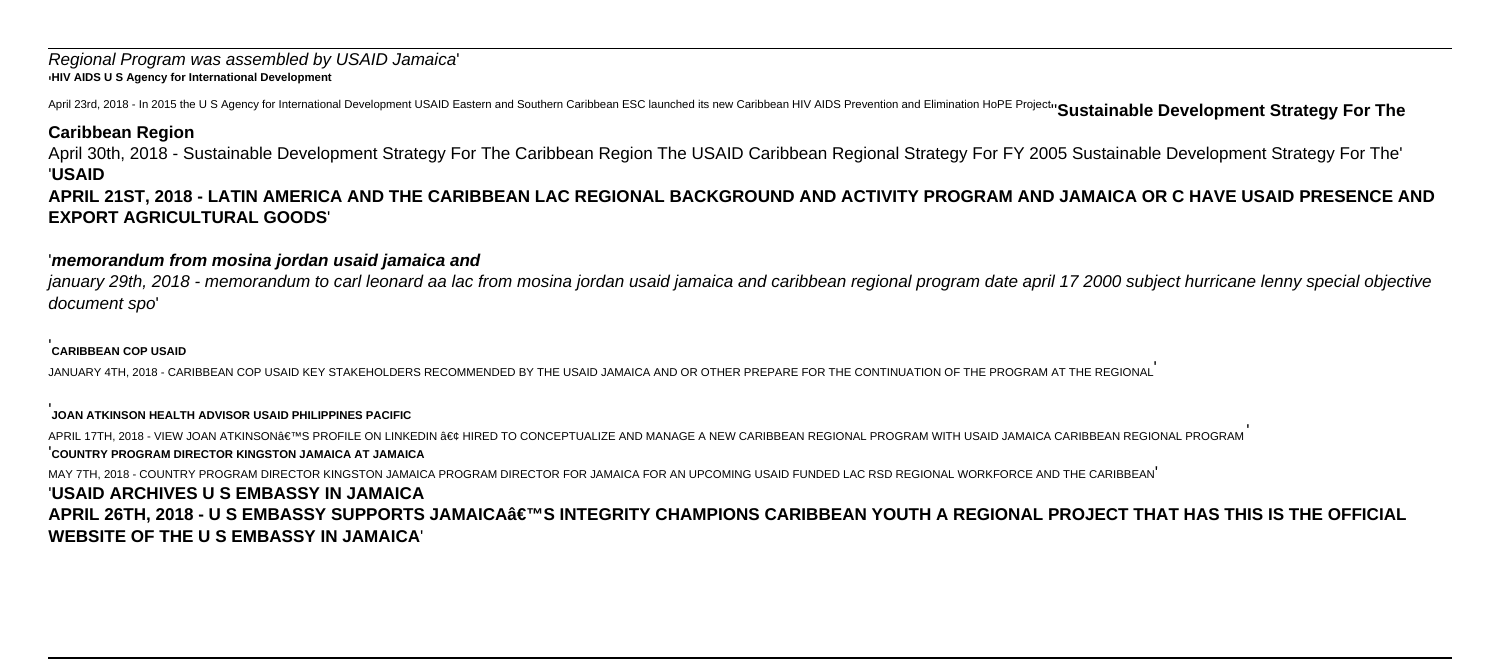*Regional Program was assembled by USAID Jamaica*'
'**HIV AIDS U S Agency for International Development**

April 23rd, 2018 - In 2015 the U S Agency for International Development USAID Eastern and Southern Caribbean ESC launched its new Caribbean HIV AIDS Prevention and Elimination HoPE Project''**Sustainable Development Strategy For The Caribbean Region**

April 30th, 2018 - Sustainable Development Strategy For The Caribbean Region The USAID Caribbean Regional Strategy For FY 2005 Sustainable Development Strategy For The'
'**USAID**

**APRIL 21ST, 2018 - LATIN AMERICA AND THE CARIBBEAN LAC REGIONAL BACKGROUND AND ACTIVITY PROGRAM AND JAMAICA OR C HAVE USAID PRESENCE AND EXPORT AGRICULTURAL GOODS**'

'***memorandum from mosina jordan usaid jamaica and***

*january 29th, 2018 - memorandum to carl leonard aa lac from mosina jordan usaid jamaica and caribbean regional program date april 17 2000 subject hurricane lenny special objective document spo*'

'**CARIBBEAN COP USAID**

JANUARY 4TH, 2018 - CARIBBEAN COP USAID KEY STAKEHOLDERS RECOMMENDED BY THE USAID JAMAICA AND OR OTHER PREPARE FOR THE CONTINUATION OF THE PROGRAM AT THE REGIONAL'

'**JOAN ATKINSON HEALTH ADVISOR USAID PHILIPPINES PACIFIC**

APRIL 17TH, 2018 - VIEW JOAN ATKINSON'S PROFILE ON LINKEDIN • HIRED TO CONCEPTUALIZE AND MANAGE A NEW CARIBBEAN REGIONAL PROGRAM WITH USAID JAMAICA CARIBBEAN REGIONAL PROGRAM'
'**COUNTRY PROGRAM DIRECTOR KINGSTON JAMAICA AT JAMAICA**

MAY 7TH, 2018 - COUNTRY PROGRAM DIRECTOR KINGSTON JAMAICA PROGRAM DIRECTOR FOR JAMAICA FOR AN UPCOMING USAID FUNDED LAC RSD REGIONAL WORKFORCE AND THE CARIBBEAN'
'**USAID ARCHIVES U S EMBASSY IN JAMAICA**

**APRIL 26TH, 2018 - U S EMBASSY SUPPORTS JAMAICA'S INTEGRITY CHAMPIONS CARIBBEAN YOUTH A REGIONAL PROJECT THAT HAS THIS IS THE OFFICIAL WEBSITE OF THE U S EMBASSY IN JAMAICA**'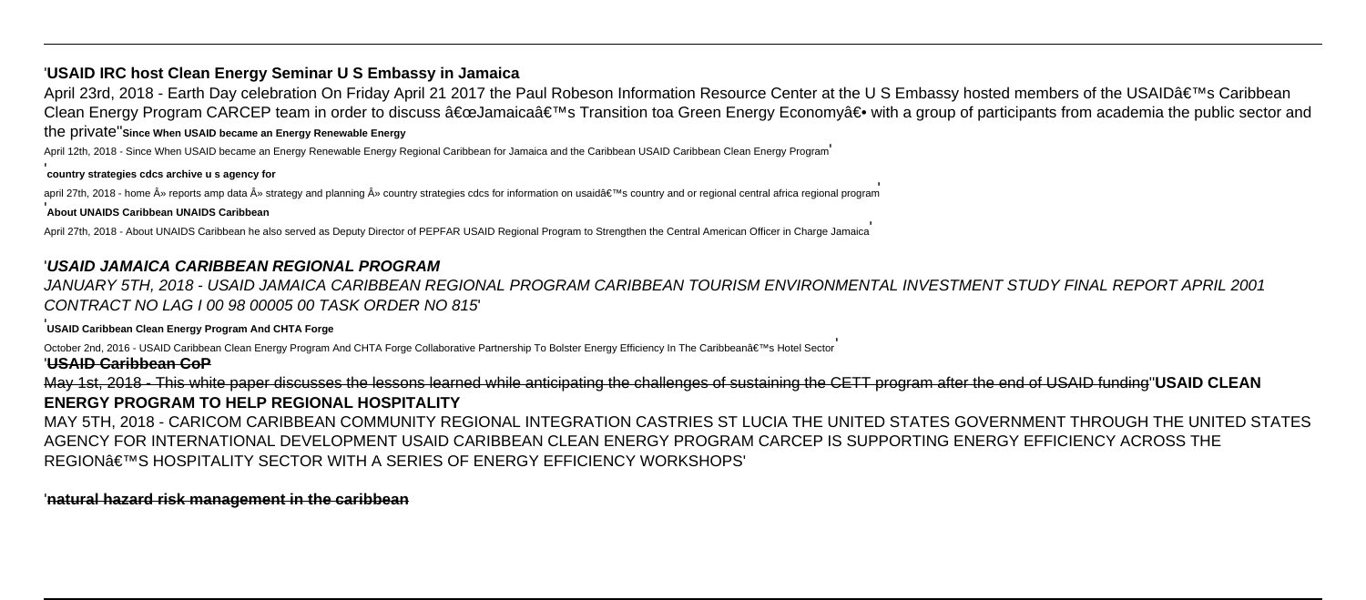## 'USAID IRC host Clean Energy Seminar U S Embassy in Jamaica

April 23rd, 2018 - Earth Day celebration On Friday April 21 2017 the Paul Robeson Information Resource Center at the U S Embassy hosted members of the USAIDâ€™s Caribbean Clean Energy Program CARCEP team in order to discuss â€œJamaicaâ€™s Transition toa Green Energy Economyâ€• with a group of participants from academia the public sector and the private''**Since When USAID became an Energy Renewable Energy**

April 12th, 2018 - Since When USAID became an Energy Renewable Energy Regional Caribbean for Jamaica and the Caribbean USAID Caribbean Clean Energy Program'

'**country strategies cdcs archive u s agency for**

april 27th, 2018 - home Â» reports amp data Â» strategy and planning Â» country strategies cdcs for information on usaidâ€™s country and or regional central africa regional program'

'**About UNAIDS Caribbean UNAIDS Caribbean**

April 27th, 2018 - About UNAIDS Caribbean he also served as Deputy Director of PEPFAR USAID Regional Program to Strengthen the Central American Officer in Charge Jamaica'

## '*USAID JAMAICA CARIBBEAN REGIONAL PROGRAM*

*JANUARY 5TH, 2018 - USAID JAMAICA CARIBBEAN REGIONAL PROGRAM CARIBBEAN TOURISM ENVIRONMENTAL INVESTMENT STUDY FINAL REPORT APRIL 2001 CONTRACT NO LAG I 00 98 00005 00 TASK ORDER NO 815*'

'**USAID Caribbean Clean Energy Program And CHTA Forge**

October 2nd, 2016 - USAID Caribbean Clean Energy Program And CHTA Forge Collaborative Partnership To Bolster Energy Efficiency In The Caribbeanâ€™s Hotel Sector'

'~~**USAID Caribbean CoP**~~

~~May 1st, 2018 - This white paper discusses the lessons learned while anticipating the challenges of sustaining the CETT program after the end of USAID funding~~''**USAID CLEAN ENERGY PROGRAM TO HELP REGIONAL HOSPITALITY**

MAY 5TH, 2018 - CARICOM CARIBBEAN COMMUNITY REGIONAL INTEGRATION CASTRIES ST LUCIA THE UNITED STATES GOVERNMENT THROUGH THE UNITED STATES AGENCY FOR INTERNATIONAL DEVELOPMENT USAID CARIBBEAN CLEAN ENERGY PROGRAM CARCEP IS SUPPORTING ENERGY EFFICIENCY ACROSS THE REGIONâ€™S HOSPITALITY SECTOR WITH A SERIES OF ENERGY EFFICIENCY WORKSHOPS'

'~~**natural hazard risk management in the caribbean**~~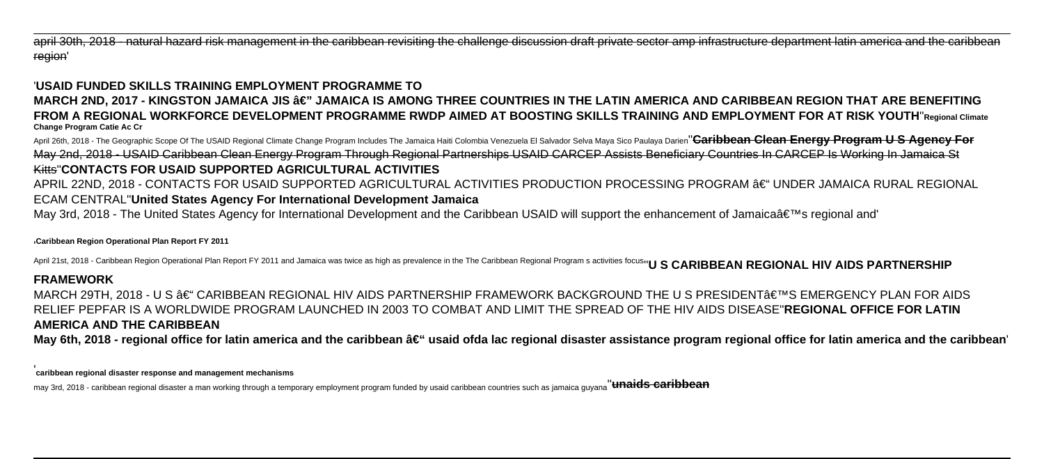april 30th, 2018 - natural hazard risk management in the caribbean revisiting the challenge discussion draft private sector amp infrastructure department latin america and the caribbean region'

'**USAID FUNDED SKILLS TRAINING EMPLOYMENT PROGRAMME TO**

**MARCH 2ND, 2017 - KINGSTON JAMAICA JIS â€" JAMAICA IS AMONG THREE COUNTRIES IN THE LATIN AMERICA AND CARIBBEAN REGION THAT ARE BENEFITING FROM A REGIONAL WORKFORCE DEVELOPMENT PROGRAMME RWDP AIMED AT BOOSTING SKILLS TRAINING AND EMPLOYMENT FOR AT RISK YOUTH**''**Regional Climate Change Program Catie Ac Cr**

April 26th, 2018 - The Geographic Scope Of The USAID Regional Climate Change Program Includes The Jamaica Haiti Colombia Venezuela El Salvador Selva Maya Sico Paulaya Darien''**Caribbean Clean Energy Program U S Agency For**

May 2nd, 2018 - USAID Caribbean Clean Energy Program Through Regional Partnerships USAID CARCEP Assists Beneficiary Countries In CARCEP Is Working In Jamaica St Kitts''**CONTACTS FOR USAID SUPPORTED AGRICULTURAL ACTIVITIES**

APRIL 22ND, 2018 - CONTACTS FOR USAID SUPPORTED AGRICULTURAL ACTIVITIES PRODUCTION PROCESSING PROGRAM â€" UNDER JAMAICA RURAL REGIONAL ECAM CENTRAL''**United States Agency For International Development Jamaica**

May 3rd, 2018 - The United States Agency for International Development and the Caribbean USAID will support the enhancement of Jamaicaâ€™s regional and'

'**Caribbean Region Operational Plan Report FY 2011**

April 21st, 2018 - Caribbean Region Operational Plan Report FY 2011 and Jamaica was twice as high as prevalence in the The Caribbean Regional Program s activities focus''**U S CARIBBEAN REGIONAL HIV AIDS PARTNERSHIP FRAMEWORK**

MARCH 29TH, 2018 - U S â€" CARIBBEAN REGIONAL HIV AIDS PARTNERSHIP FRAMEWORK BACKGROUND THE U S PRESIDENTâ€™S EMERGENCY PLAN FOR AIDS RELIEF PEPFAR IS A WORLDWIDE PROGRAM LAUNCHED IN 2003 TO COMBAT AND LIMIT THE SPREAD OF THE HIV AIDS DISEASE''**REGIONAL OFFICE FOR LATIN AMERICA AND THE CARIBBEAN**

**May 6th, 2018 - regional office for latin america and the caribbean â€" usaid ofda lac regional disaster assistance program regional office for latin america and the caribbean**'

'**caribbean regional disaster response and management mechanisms**

may 3rd, 2018 - caribbean regional disaster a man working through a temporary employment program funded by usaid caribbean countries such as jamaica guyana''**unaids caribbean**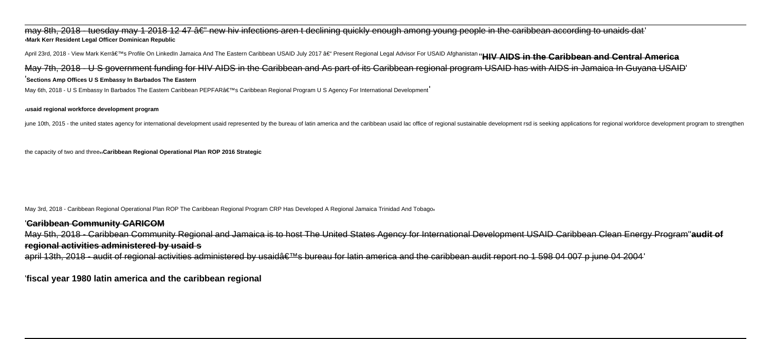may 8th, 2018 - tuesday may 1 2018 12 47 â€" new hiv infections aren t declining quickly enough among young people in the caribbean according to unaids dat'

'**Mark Kerr Resident Legal Officer Dominican Republic**

April 23rd, 2018 - View Mark Kerrâ€™s Profile On LinkedIn Jamaica And The Eastern Caribbean USAID July 2017 â€" Present Regional Legal Advisor For USAID Afghanistan''**HIV AIDS in the Caribbean and Central America**

May 7th, 2018 - U S government funding for HIV AIDS in the Caribbean and As part of its Caribbean regional program USAID has with AIDS in Jamaica In Guyana USAID'

'**Sections Amp Offices U S Embassy In Barbados The Eastern**

May 6th, 2018 - U S Embassy In Barbados The Eastern Caribbean PEPFARâ€™s Caribbean Regional Program U S Agency For International Development'

'**usaid regional workforce development program**

june 10th, 2015 - the united states agency for international development usaid represented by the bureau of latin america and the caribbean usaid lac office of regional sustainable development rsd is seeking applications for regional workforce development program to strengthen the capacity of two and three''**Caribbean Regional Operational Plan ROP 2016 Strategic**

May 3rd, 2018 - Caribbean Regional Operational Plan ROP The Caribbean Regional Program CRP Has Developed A Regional Jamaica Trinidad And Tobago'

'**Caribbean Community CARICOM**

May 5th, 2018 - Caribbean Community Regional and Jamaica is to host The United States Agency for International Development USAID Caribbean Clean Energy Program''**audit of regional activities administered by usaid s**

april 13th, 2018 - audit of regional activities administered by usaidâ€™s bureau for latin america and the caribbean audit report no 1 598 04 007 p june 04 2004'

'**fiscal year 1980 latin america and the caribbean regional**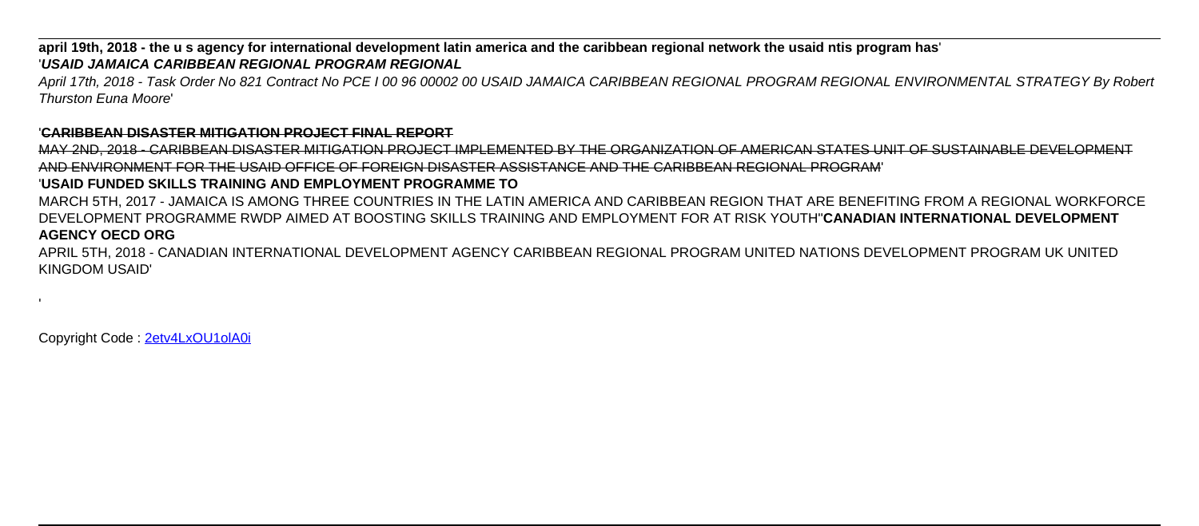**april 19th, 2018 - the u s agency for international development latin america and the caribbean regional network the usaid ntis program has**'

'***USAID JAMAICA CARIBBEAN REGIONAL PROGRAM REGIONAL***

*April 17th, 2018 - Task Order No 821 Contract No PCE I 00 96 00002 00 USAID JAMAICA CARIBBEAN REGIONAL PROGRAM REGIONAL ENVIRONMENTAL STRATEGY By Robert Thurston Euna Moore*'

'~~**CARIBBEAN DISASTER MITIGATION PROJECT FINAL REPORT**~~

~~MAY 2ND, 2018 - CARIBBEAN DISASTER MITIGATION PROJECT IMPLEMENTED BY THE ORGANIZATION OF AMERICAN STATES UNIT OF SUSTAINABLE DEVELOPMENT AND ENVIRONMENT FOR THE USAID OFFICE OF FOREIGN DISASTER ASSISTANCE AND THE CARIBBEAN REGIONAL PROGRAM~~'

'**USAID FUNDED SKILLS TRAINING AND EMPLOYMENT PROGRAMME TO**

MARCH 5TH, 2017 - JAMAICA IS AMONG THREE COUNTRIES IN THE LATIN AMERICA AND CARIBBEAN REGION THAT ARE BENEFITING FROM A REGIONAL WORKFORCE DEVELOPMENT PROGRAMME RWDP AIMED AT BOOSTING SKILLS TRAINING AND EMPLOYMENT FOR AT RISK YOUTH''**CANADIAN INTERNATIONAL DEVELOPMENT AGENCY OECD ORG**

APRIL 5TH, 2018 - CANADIAN INTERNATIONAL DEVELOPMENT AGENCY CARIBBEAN REGIONAL PROGRAM UNITED NATIONS DEVELOPMENT PROGRAM UK UNITED KINGDOM USAID'

'

Copyright Code : 2etv4LxOU1olA0i